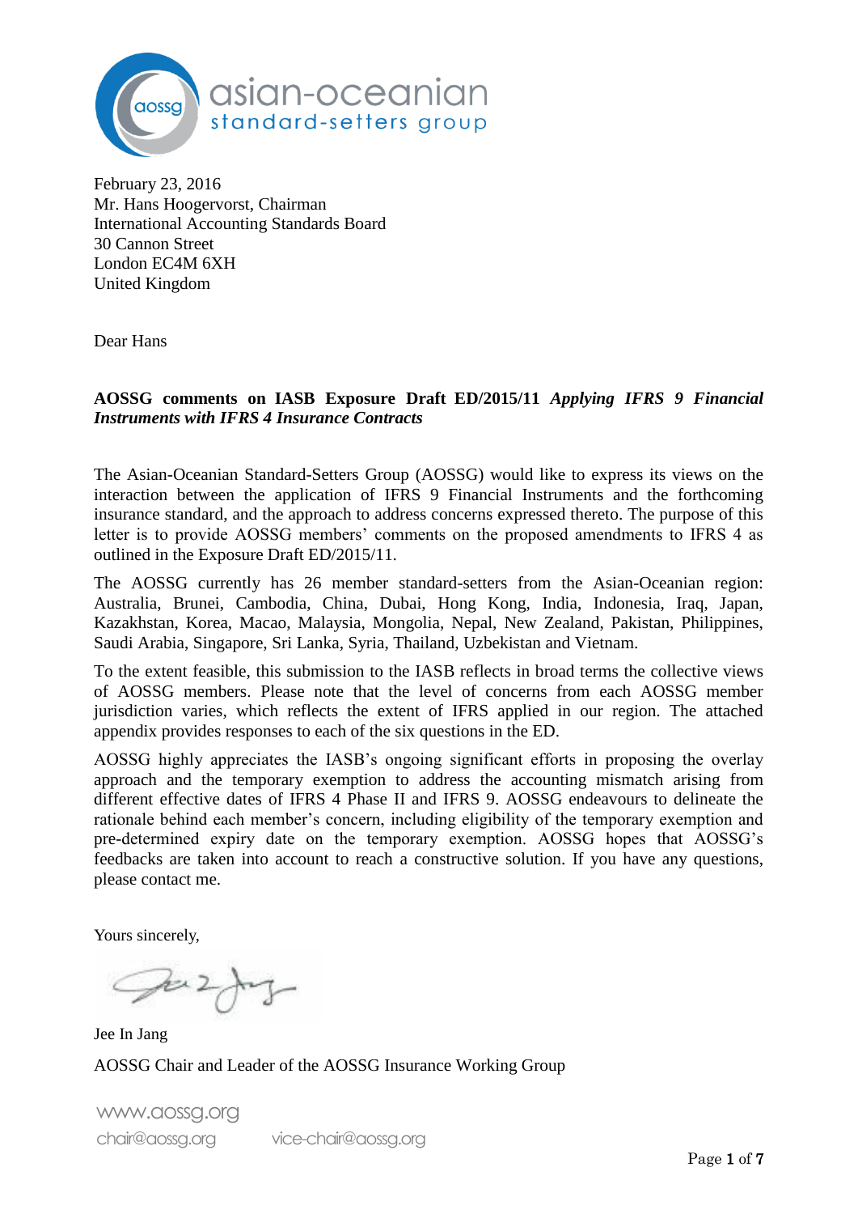asian-oceanian
standard-setters group

February 23, 2016
Mr. Hans Hoogervorst, Chairman
International Accounting Standards Board
30 Cannon Street
London EC4M 6XH
United Kingdom

Dear Hans

**AOSSG comments on IASB Exposure Draft ED/2015/11 *Applying IFRS 9 Financial Instruments with IFRS 4 Insurance Contracts***

The Asian-Oceanian Standard-Setters Group (AOSSG) would like to express its views on the interaction between the application of IFRS 9 Financial Instruments and the forthcoming insurance standard, and the approach to address concerns expressed thereto. The purpose of this letter is to provide AOSSG members' comments on the proposed amendments to IFRS 4 as outlined in the Exposure Draft ED/2015/11.

The AOSSG currently has 26 member standard-setters from the Asian-Oceanian region: Australia, Brunei, Cambodia, China, Dubai, Hong Kong, India, Indonesia, Iraq, Japan, Kazakhstan, Korea, Macao, Malaysia, Mongolia, Nepal, New Zealand, Pakistan, Philippines, Saudi Arabia, Singapore, Sri Lanka, Syria, Thailand, Uzbekistan and Vietnam.

To the extent feasible, this submission to the IASB reflects in broad terms the collective views of AOSSG members. Please note that the level of concerns from each AOSSG member jurisdiction varies, which reflects the extent of IFRS applied in our region. The attached appendix provides responses to each of the six questions in the ED.

AOSSG highly appreciates the IASB's ongoing significant efforts in proposing the overlay approach and the temporary exemption to address the accounting mismatch arising from different effective dates of IFRS 4 Phase II and IFRS 9. AOSSG endeavours to delineate the rationale behind each member's concern, including eligibility of the temporary exemption and pre-determined expiry date on the temporary exemption. AOSSG hopes that AOSSG's feedbacks are taken into account to reach a constructive solution. If you have any questions, please contact me.

Yours sincerely,

Jee In Jang

AOSSG Chair and Leader of the AOSSG Insurance Working Group

www.aossg.org
chair@aossg.org vice-chair@aossg.org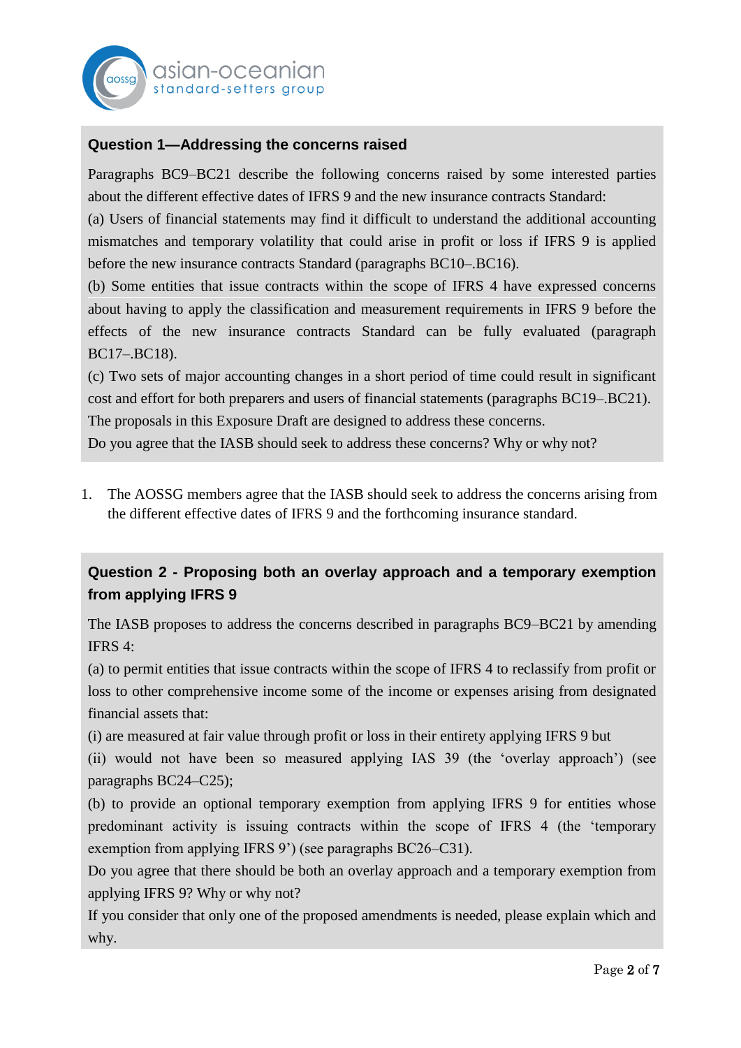**Question 1—Addressing the concerns raised**

Paragraphs BC9–BC21 describe the following concerns raised by some interested parties about the different effective dates of IFRS 9 and the new insurance contracts Standard:

(a) Users of financial statements may find it difficult to understand the additional accounting mismatches and temporary volatility that could arise in profit or loss if IFRS 9 is applied before the new insurance contracts Standard (paragraphs BC10–.BC16).

(b) Some entities that issue contracts within the scope of IFRS 4 have expressed concerns about having to apply the classification and measurement requirements in IFRS 9 before the effects of the new insurance contracts Standard can be fully evaluated (paragraph BC17–.BC18).

(c) Two sets of major accounting changes in a short period of time could result in significant cost and effort for both preparers and users of financial statements (paragraphs BC19–.BC21).

The proposals in this Exposure Draft are designed to address these concerns.

Do you agree that the IASB should seek to address these concerns? Why or why not?

1. The AOSSG members agree that the IASB should seek to address the concerns arising from the different effective dates of IFRS 9 and the forthcoming insurance standard.

**Question 2 - Proposing both an overlay approach and a temporary exemption from applying IFRS 9**

The IASB proposes to address the concerns described in paragraphs BC9–BC21 by amending IFRS 4:

(a) to permit entities that issue contracts within the scope of IFRS 4 to reclassify from profit or loss to other comprehensive income some of the income or expenses arising from designated financial assets that:

(i) are measured at fair value through profit or loss in their entirety applying IFRS 9 but

(ii) would not have been so measured applying IAS 39 (the 'overlay approach') (see paragraphs BC24–C25);

(b) to provide an optional temporary exemption from applying IFRS 9 for entities whose predominant activity is issuing contracts within the scope of IFRS 4 (the 'temporary exemption from applying IFRS 9') (see paragraphs BC26–C31).

Do you agree that there should be both an overlay approach and a temporary exemption from applying IFRS 9? Why or why not?

If you consider that only one of the proposed amendments is needed, please explain which and why.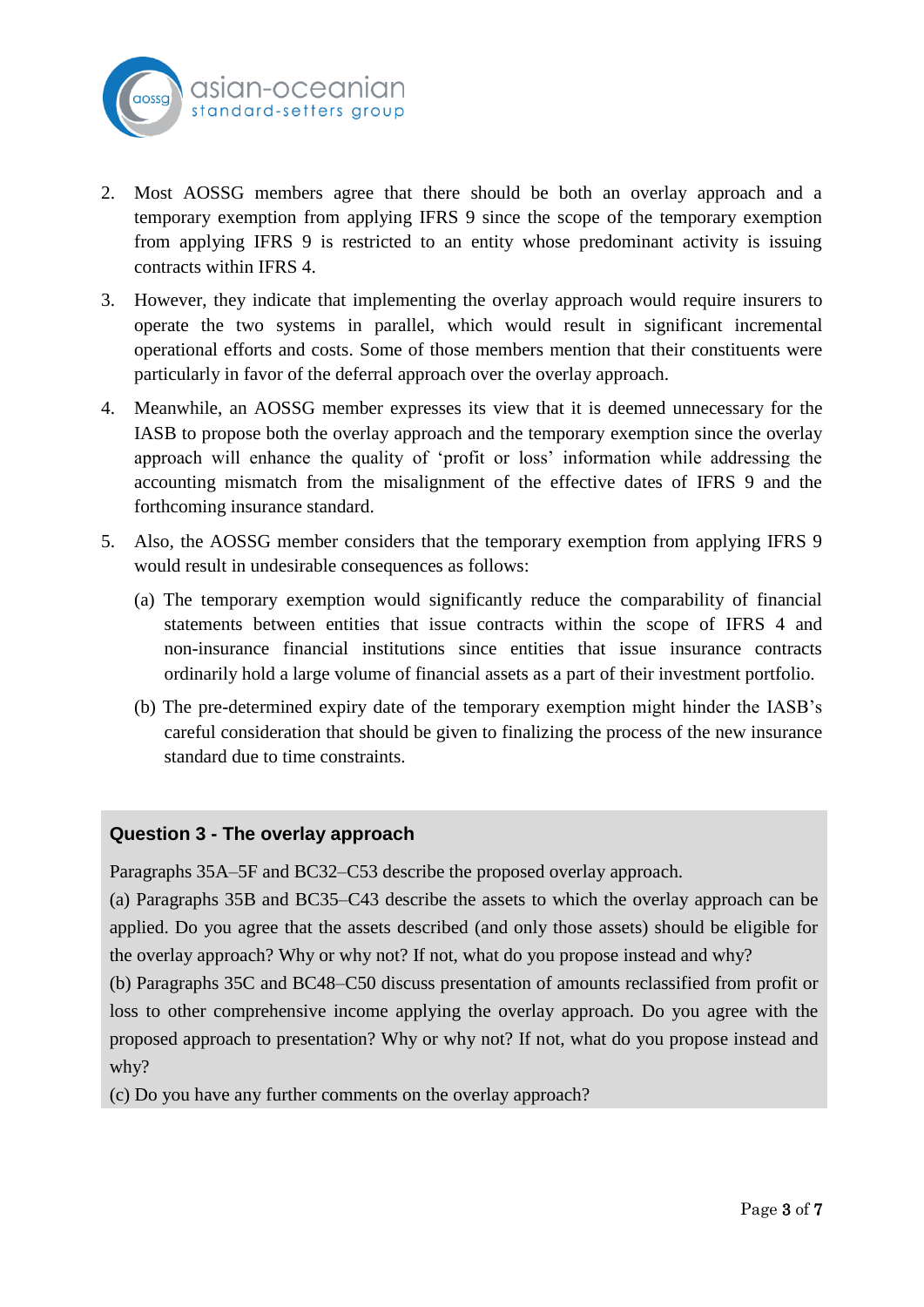2. Most AOSSG members agree that there should be both an overlay approach and a temporary exemption from applying IFRS 9 since the scope of the temporary exemption from applying IFRS 9 is restricted to an entity whose predominant activity is issuing contracts within IFRS 4.

3. However, they indicate that implementing the overlay approach would require insurers to operate the two systems in parallel, which would result in significant incremental operational efforts and costs. Some of those members mention that their constituents were particularly in favor of the deferral approach over the overlay approach.

4. Meanwhile, an AOSSG member expresses its view that it is deemed unnecessary for the IASB to propose both the overlay approach and the temporary exemption since the overlay approach will enhance the quality of 'profit or loss' information while addressing the accounting mismatch from the misalignment of the effective dates of IFRS 9 and the forthcoming insurance standard.

5. Also, the AOSSG member considers that the temporary exemption from applying IFRS 9 would result in undesirable consequences as follows:

   (a) The temporary exemption would significantly reduce the comparability of financial statements between entities that issue contracts within the scope of IFRS 4 and non-insurance financial institutions since entities that issue insurance contracts ordinarily hold a large volume of financial assets as a part of their investment portfolio.

   (b) The pre-determined expiry date of the temporary exemption might hinder the IASB's careful consideration that should be given to finalizing the process of the new insurance standard due to time constraints.

**Question 3 - The overlay approach**

Paragraphs 35A–5F and BC32–C53 describe the proposed overlay approach.

(a) Paragraphs 35B and BC35–C43 describe the assets to which the overlay approach can be applied. Do you agree that the assets described (and only those assets) should be eligible for the overlay approach? Why or why not? If not, what do you propose instead and why?

(b) Paragraphs 35C and BC48–C50 discuss presentation of amounts reclassified from profit or loss to other comprehensive income applying the overlay approach. Do you agree with the proposed approach to presentation? Why or why not? If not, what do you propose instead and why?

(c) Do you have any further comments on the overlay approach?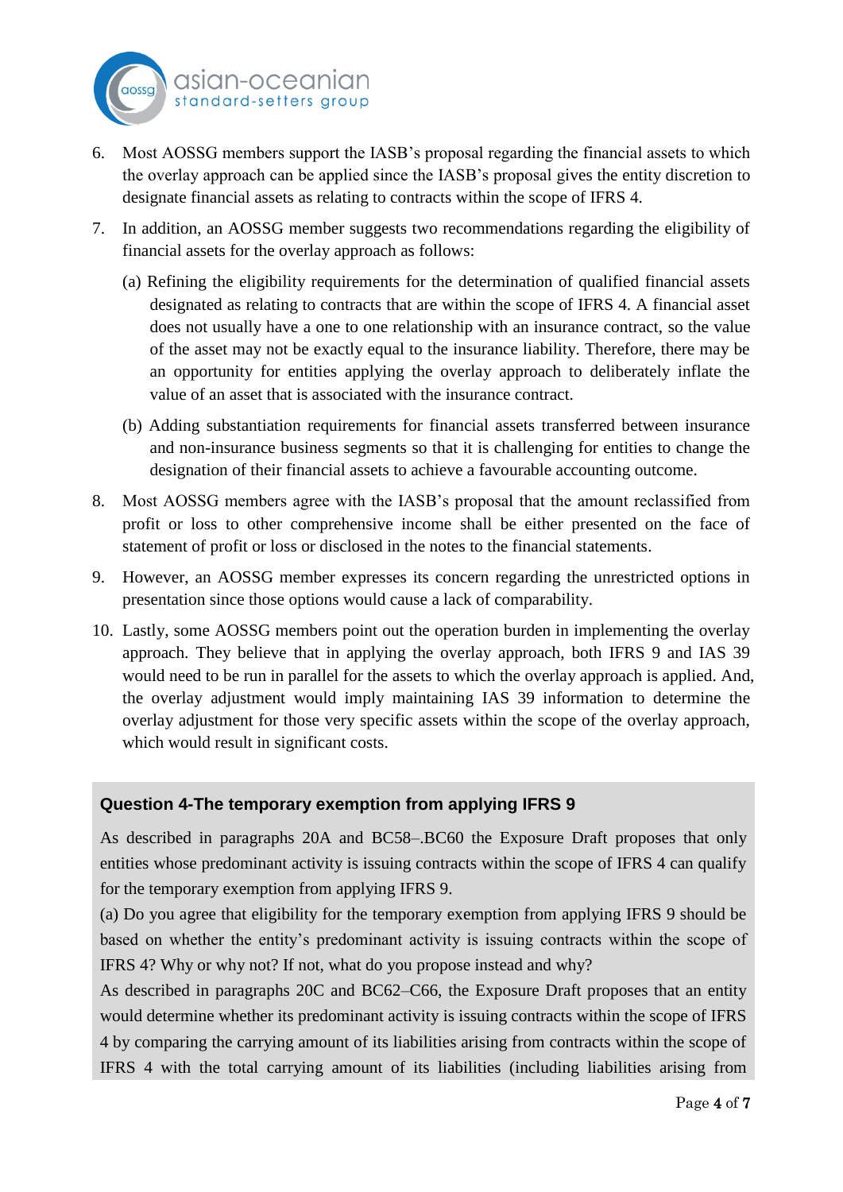6. Most AOSSG members support the IASB's proposal regarding the financial assets to which the overlay approach can be applied since the IASB's proposal gives the entity discretion to designate financial assets as relating to contracts within the scope of IFRS 4.

7. In addition, an AOSSG member suggests two recommendations regarding the eligibility of financial assets for the overlay approach as follows:

   (a) Refining the eligibility requirements for the determination of qualified financial assets designated as relating to contracts that are within the scope of IFRS 4. A financial asset does not usually have a one to one relationship with an insurance contract, so the value of the asset may not be exactly equal to the insurance liability. Therefore, there may be an opportunity for entities applying the overlay approach to deliberately inflate the value of an asset that is associated with the insurance contract.

   (b) Adding substantiation requirements for financial assets transferred between insurance and non-insurance business segments so that it is challenging for entities to change the designation of their financial assets to achieve a favourable accounting outcome.

8. Most AOSSG members agree with the IASB's proposal that the amount reclassified from profit or loss to other comprehensive income shall be either presented on the face of statement of profit or loss or disclosed in the notes to the financial statements.

9. However, an AOSSG member expresses its concern regarding the unrestricted options in presentation since those options would cause a lack of comparability.

10. Lastly, some AOSSG members point out the operation burden in implementing the overlay approach. They believe that in applying the overlay approach, both IFRS 9 and IAS 39 would need to be run in parallel for the assets to which the overlay approach is applied. And, the overlay adjustment would imply maintaining IAS 39 information to determine the overlay adjustment for those very specific assets within the scope of the overlay approach, which would result in significant costs.

### Question 4-The temporary exemption from applying IFRS 9

As described in paragraphs 20A and BC58–BC60 the Exposure Draft proposes that only entities whose predominant activity is issuing contracts within the scope of IFRS 4 can qualify for the temporary exemption from applying IFRS 9.

(a) Do you agree that eligibility for the temporary exemption from applying IFRS 9 should be based on whether the entity's predominant activity is issuing contracts within the scope of IFRS 4? Why or why not? If not, what do you propose instead and why?

As described in paragraphs 20C and BC62–C66, the Exposure Draft proposes that an entity would determine whether its predominant activity is issuing contracts within the scope of IFRS 4 by comparing the carrying amount of its liabilities arising from contracts within the scope of IFRS 4 with the total carrying amount of its liabilities (including liabilities arising from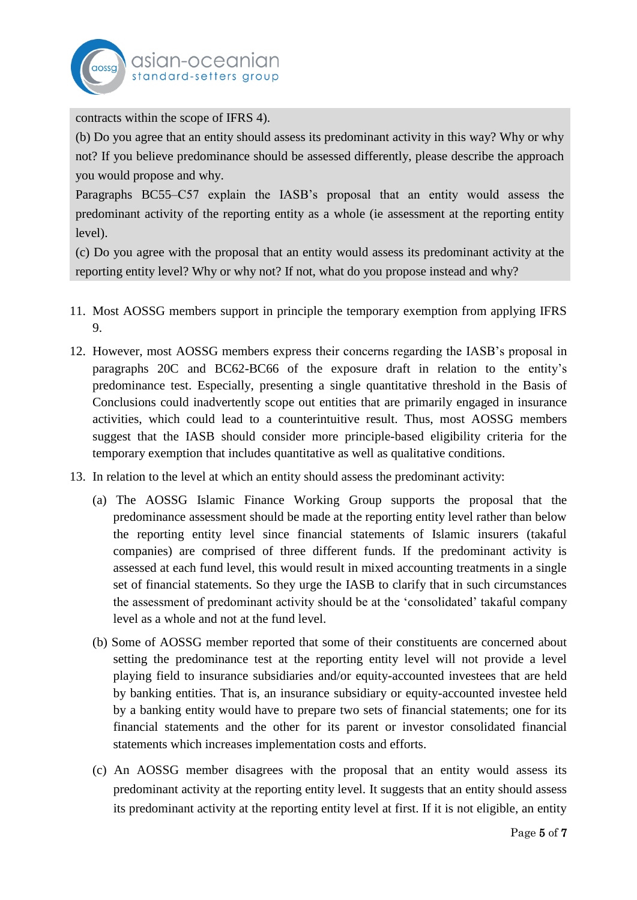contracts within the scope of IFRS 4).

(b) Do you agree that an entity should assess its predominant activity in this way? Why or why not? If you believe predominance should be assessed differently, please describe the approach you would propose and why.

Paragraphs BC55–C57 explain the IASB's proposal that an entity would assess the predominant activity of the reporting entity as a whole (ie assessment at the reporting entity level).

(c) Do you agree with the proposal that an entity would assess its predominant activity at the reporting entity level? Why or why not? If not, what do you propose instead and why?

11. Most AOSSG members support in principle the temporary exemption from applying IFRS 9.

12. However, most AOSSG members express their concerns regarding the IASB's proposal in paragraphs 20C and BC62-BC66 of the exposure draft in relation to the entity's predominance test. Especially, presenting a single quantitative threshold in the Basis of Conclusions could inadvertently scope out entities that are primarily engaged in insurance activities, which could lead to a counterintuitive result. Thus, most AOSSG members suggest that the IASB should consider more principle-based eligibility criteria for the temporary exemption that includes quantitative as well as qualitative conditions.

13. In relation to the level at which an entity should assess the predominant activity:

    (a) The AOSSG Islamic Finance Working Group supports the proposal that the predominance assessment should be made at the reporting entity level rather than below the reporting entity level since financial statements of Islamic insurers (takaful companies) are comprised of three different funds. If the predominant activity is assessed at each fund level, this would result in mixed accounting treatments in a single set of financial statements. So they urge the IASB to clarify that in such circumstances the assessment of predominant activity should be at the 'consolidated' takaful company level as a whole and not at the fund level.

    (b) Some of AOSSG member reported that some of their constituents are concerned about setting the predominance test at the reporting entity level will not provide a level playing field to insurance subsidiaries and/or equity-accounted investees that are held by banking entities. That is, an insurance subsidiary or equity-accounted investee held by a banking entity would have to prepare two sets of financial statements; one for its financial statements and the other for its parent or investor consolidated financial statements which increases implementation costs and efforts.

    (c) An AOSSG member disagrees with the proposal that an entity would assess its predominant activity at the reporting entity level. It suggests that an entity should assess its predominant activity at the reporting entity level at first. If it is not eligible, an entity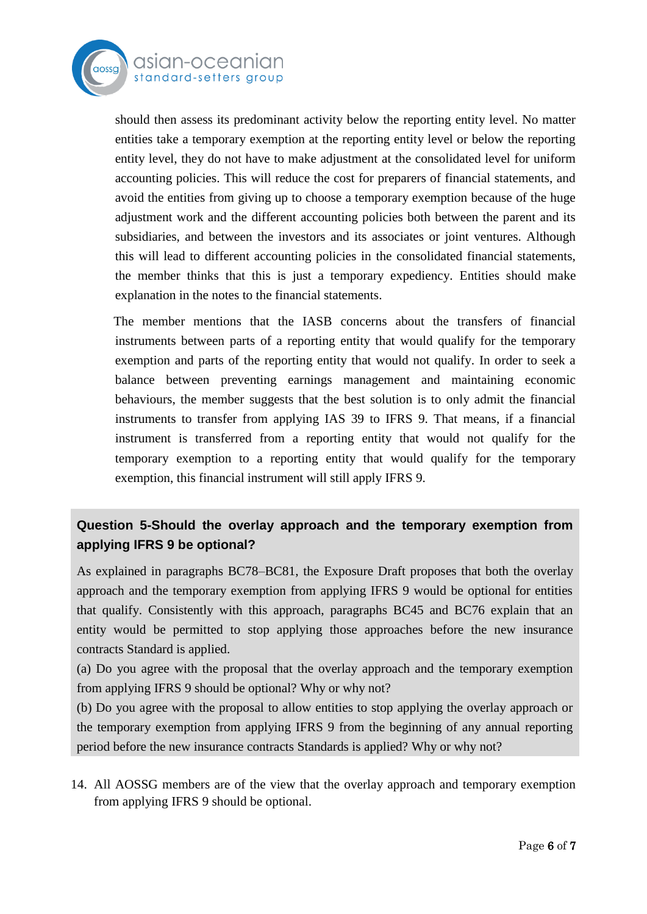should then assess its predominant activity below the reporting entity level. No matter entities take a temporary exemption at the reporting entity level or below the reporting entity level, they do not have to make adjustment at the consolidated level for uniform accounting policies. This will reduce the cost for preparers of financial statements, and avoid the entities from giving up to choose a temporary exemption because of the huge adjustment work and the different accounting policies both between the parent and its subsidiaries, and between the investors and its associates or joint ventures. Although this will lead to different accounting policies in the consolidated financial statements, the member thinks that this is just a temporary expediency. Entities should make explanation in the notes to the financial statements.

The member mentions that the IASB concerns about the transfers of financial instruments between parts of a reporting entity that would qualify for the temporary exemption and parts of the reporting entity that would not qualify. In order to seek a balance between preventing earnings management and maintaining economic behaviours, the member suggests that the best solution is to only admit the financial instruments to transfer from applying IAS 39 to IFRS 9. That means, if a financial instrument is transferred from a reporting entity that would not qualify for the temporary exemption to a reporting entity that would qualify for the temporary exemption, this financial instrument will still apply IFRS 9.

**Question 5-Should the overlay approach and the temporary exemption from applying IFRS 9 be optional?**

As explained in paragraphs BC78–BC81, the Exposure Draft proposes that both the overlay approach and the temporary exemption from applying IFRS 9 would be optional for entities that qualify. Consistently with this approach, paragraphs BC45 and BC76 explain that an entity would be permitted to stop applying those approaches before the new insurance contracts Standard is applied.

(a) Do you agree with the proposal that the overlay approach and the temporary exemption from applying IFRS 9 should be optional? Why or why not?

(b) Do you agree with the proposal to allow entities to stop applying the overlay approach or the temporary exemption from applying IFRS 9 from the beginning of any annual reporting period before the new insurance contracts Standards is applied? Why or why not?

14. All AOSSG members are of the view that the overlay approach and temporary exemption from applying IFRS 9 should be optional.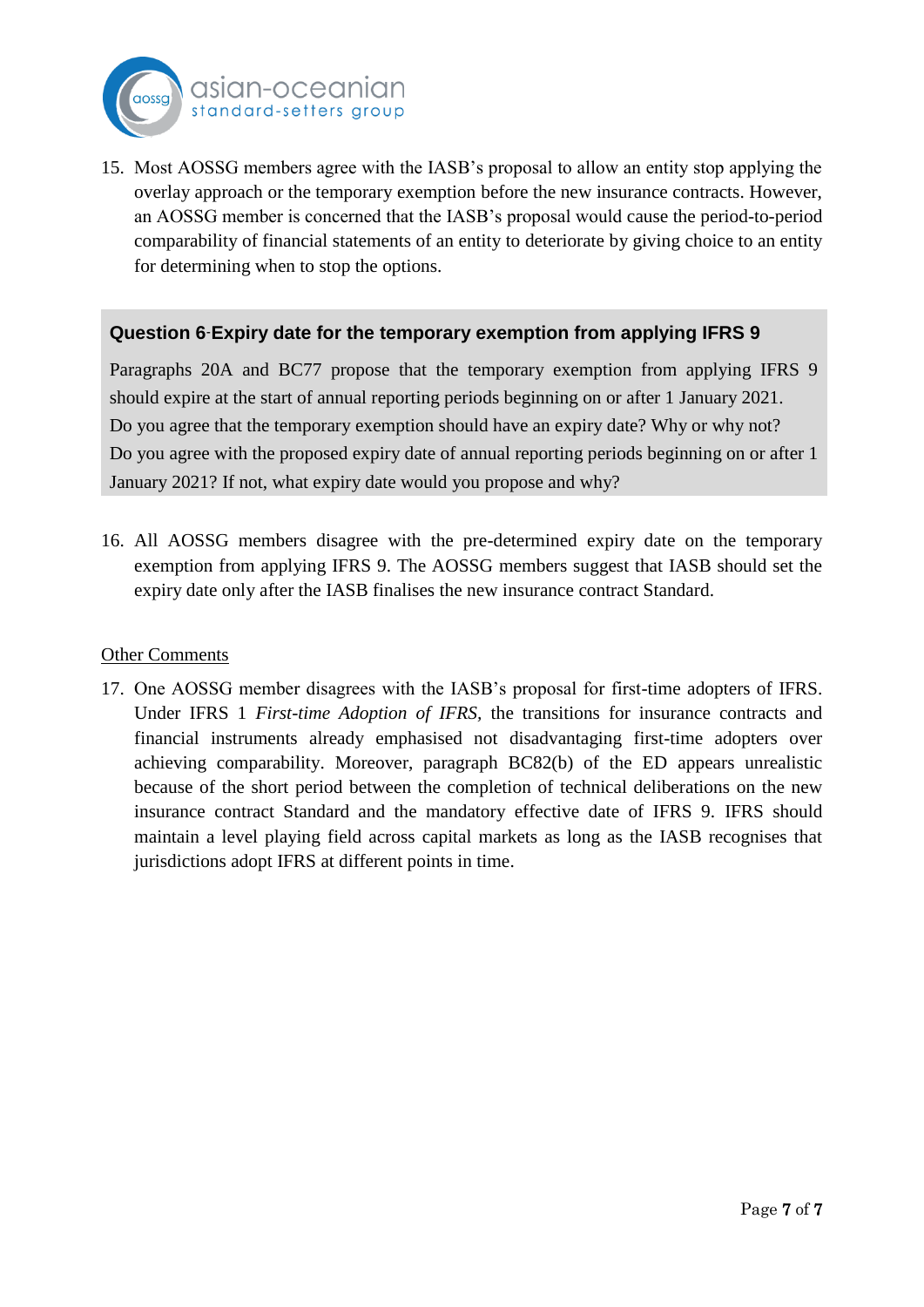15. Most AOSSG members agree with the IASB's proposal to allow an entity stop applying the overlay approach or the temporary exemption before the new insurance contracts. However, an AOSSG member is concerned that the IASB's proposal would cause the period-to-period comparability of financial statements of an entity to deteriorate by giving choice to an entity for determining when to stop the options.

**Question 6-Expiry date for the temporary exemption from applying IFRS 9**

Paragraphs 20A and BC77 propose that the temporary exemption from applying IFRS 9 should expire at the start of annual reporting periods beginning on or after 1 January 2021.

Do you agree that the temporary exemption should have an expiry date? Why or why not?

Do you agree with the proposed expiry date of annual reporting periods beginning on or after 1 January 2021? If not, what expiry date would you propose and why?

16. All AOSSG members disagree with the pre-determined expiry date on the temporary exemption from applying IFRS 9. The AOSSG members suggest that IASB should set the expiry date only after the IASB finalises the new insurance contract Standard.

<u>Other Comments</u>

17. One AOSSG member disagrees with the IASB's proposal for first-time adopters of IFRS. Under IFRS 1 *First-time Adoption of IFRS*, the transitions for insurance contracts and financial instruments already emphasised not disadvantaging first-time adopters over achieving comparability. Moreover, paragraph BC82(b) of the ED appears unrealistic because of the short period between the completion of technical deliberations on the new insurance contract Standard and the mandatory effective date of IFRS 9. IFRS should maintain a level playing field across capital markets as long as the IASB recognises that jurisdictions adopt IFRS at different points in time.